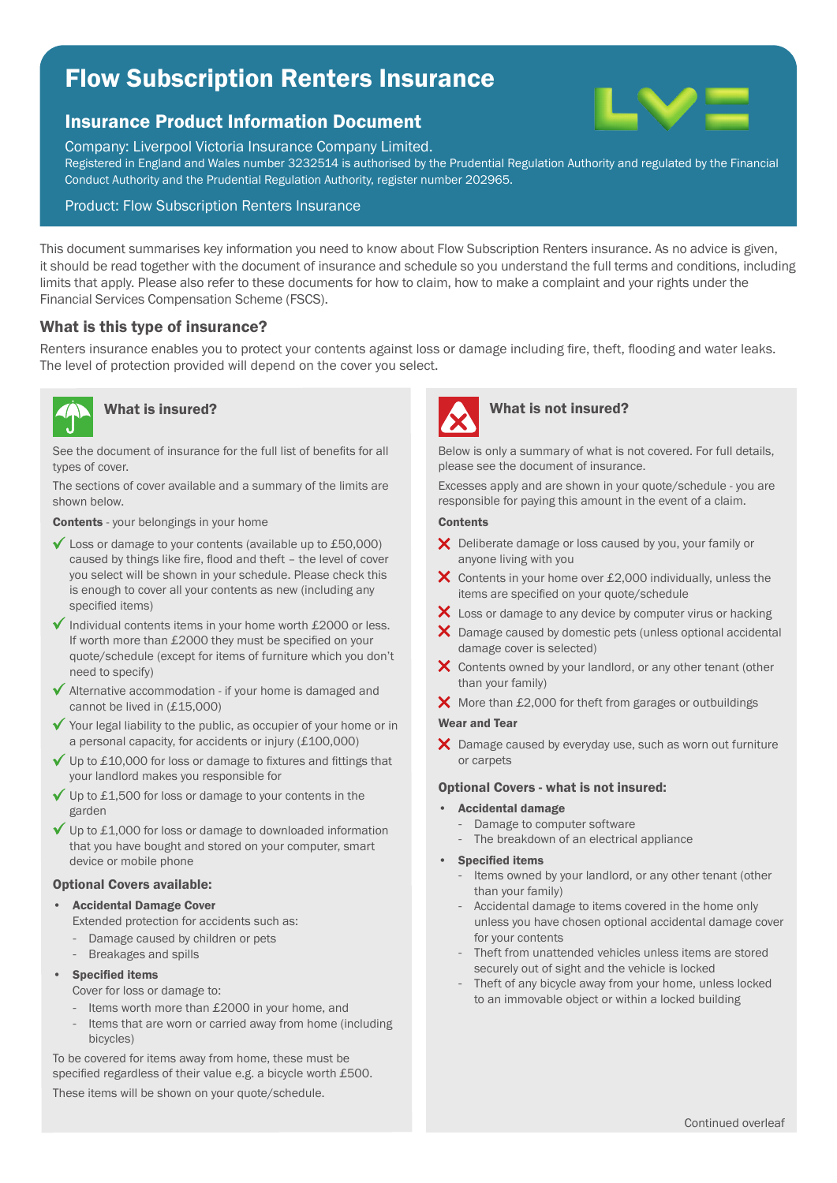# Flow Subscription Renters Insurance

## Insurance Product Information Document

Company: Liverpool Victoria Insurance Company Limited.

Registered in England and Wales number 3232514 is authorised by the Prudential Regulation Authority and regulated by the Financial Conduct Authority and the Prudential Regulation Authority, register number 202965.

Product: Flow Subscription Renters Insurance

This document summarises key information you need to know about Flow Subscription Renters insurance. As no advice is given, it should be read together with the document of insurance and schedule so you understand the full terms and conditions, including limits that apply. Please also refer to these documents for how to claim, how to make a complaint and your rights under the Financial Services Compensation Scheme (FSCS).

### What is this type of insurance?

Renters insurance enables you to protect your contents against loss or damage including fire, theft, flooding and water leaks. The level of protection provided will depend on the cover you select.

### What is insured?

See the document of insurance for the full list of benefits for all types of cover.

The sections of cover available and a summary of the limits are shown below.

**Contents** - your belongings in your home

- ✓ Loss or damage to your contents (available up to £50,000) caused by things like fire, flood and theft – the level of cover you select will be shown in your schedule. Please check this is enough to cover all your contents as new (including any specified items)
- ✓ Individual contents items in your home worth £2000 or less. If worth more than £2000 they must be specified on your quote/schedule (except for items of furniture which you don't need to specify)
- ✓ Alternative accommodation - if your home is damaged and cannot be lived in (£15,000)
- ✓ Your legal liability to the public, as occupier of your home or in a personal capacity, for accidents or injury (£100,000)
- ✓ Up to £10,000 for loss or damage to fixtures and fittings that your landlord makes you responsible for
- ✓ Up to £1,500 for loss or damage to your contents in the garden
- ✓ Up to £1,000 for loss or damage to downloaded information that you have bought and stored on your computer, smart device or mobile phone

**Optional Covers available:**

- **Accidental Damage Cover**
  Extended protection for accidents such as:
  - Damage caused by children or pets
  - Breakages and spills
- **Specified items**
  Cover for loss or damage to:
  - Items worth more than £2000 in your home, and
  - Items that are worn or carried away from home (including bicycles)

To be covered for items away from home, these must be specified regardless of their value e.g. a bicycle worth £500.

These items will be shown on your quote/schedule.

### What is not insured?

Below is only a summary of what is not covered. For full details, please see the document of insurance.

Excesses apply and are shown in your quote/schedule - you are responsible for paying this amount in the event of a claim.

**Contents**

- ✗ Deliberate damage or loss caused by you, your family or anyone living with you
- ✗ Contents in your home over £2,000 individually, unless the items are specified on your quote/schedule
- ✗ Loss or damage to any device by computer virus or hacking
- ✗ Damage caused by domestic pets (unless optional accidental damage cover is selected)
- ✗ Contents owned by your landlord, or any other tenant (other than your family)
- ✗ More than £2,000 for theft from garages or outbuildings

**Wear and Tear**

- ✗ Damage caused by everyday use, such as worn out furniture or carpets

**Optional Covers - what is not insured:**

- **Accidental damage**
  - Damage to computer software
  - The breakdown of an electrical appliance
- **Specified items**
  - Items owned by your landlord, or any other tenant (other than your family)
  - Accidental damage to items covered in the home only unless you have chosen optional accidental damage cover for your contents
  - Theft from unattended vehicles unless items are stored securely out of sight and the vehicle is locked
  - Theft of any bicycle away from your home, unless locked to an immovable object or within a locked building

Continued overleaf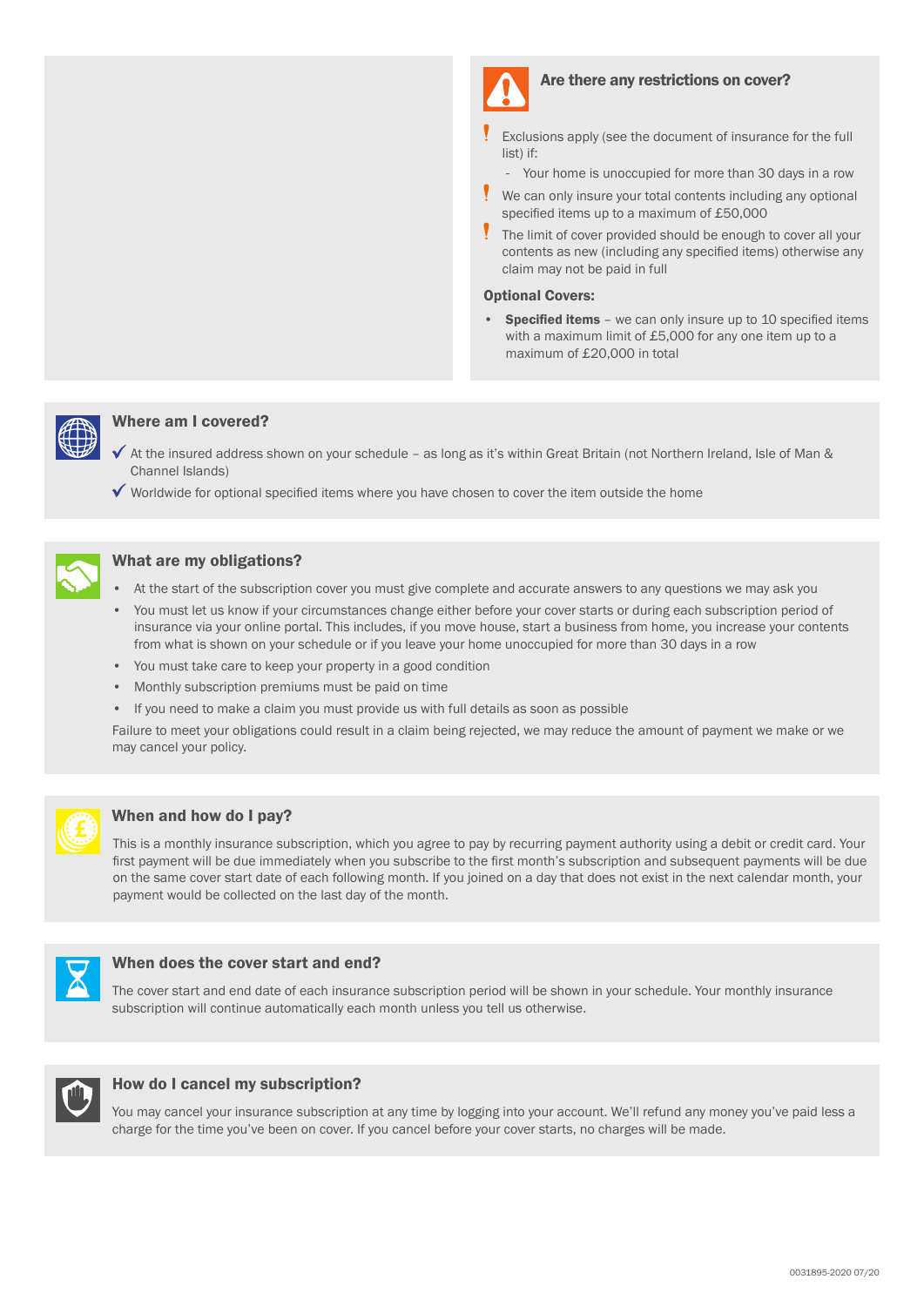## Are there any restrictions on cover?

- Exclusions apply (see the document of insurance for the full list) if:
  - Your home is unoccupied for more than 30 days in a row
- We can only insure your total contents including any optional specified items up to a maximum of £50,000
- The limit of cover provided should be enough to cover all your contents as new (including any specified items) otherwise any claim may not be paid in full

**Optional Covers:**

- **Specified items** – we can only insure up to 10 specified items with a maximum limit of £5,000 for any one item up to a maximum of £20,000 in total

## Where am I covered?

- ✓ At the insured address shown on your schedule – as long as it's within Great Britain (not Northern Ireland, Isle of Man & Channel Islands)
- ✓ Worldwide for optional specified items where you have chosen to cover the item outside the home

## What are my obligations?

- At the start of the subscription cover you must give complete and accurate answers to any questions we may ask you
- You must let us know if your circumstances change either before your cover starts or during each subscription period of insurance via your online portal. This includes, if you move house, start a business from home, you increase your contents from what is shown on your schedule or if you leave your home unoccupied for more than 30 days in a row
- You must take care to keep your property in a good condition
- Monthly subscription premiums must be paid on time
- If you need to make a claim you must provide us with full details as soon as possible

Failure to meet your obligations could result in a claim being rejected, we may reduce the amount of payment we make or we may cancel your policy.

## When and how do I pay?

This is a monthly insurance subscription, which you agree to pay by recurring payment authority using a debit or credit card. Your first payment will be due immediately when you subscribe to the first month's subscription and subsequent payments will be due on the same cover start date of each following month. If you joined on a day that does not exist in the next calendar month, your payment would be collected on the last day of the month.

## When does the cover start and end?

The cover start and end date of each insurance subscription period will be shown in your schedule. Your monthly insurance subscription will continue automatically each month unless you tell us otherwise.

## How do I cancel my subscription?

You may cancel your insurance subscription at any time by logging into your account. We'll refund any money you've paid less a charge for the time you've been on cover. If you cancel before your cover starts, no charges will be made.

0031895-2020 07/20